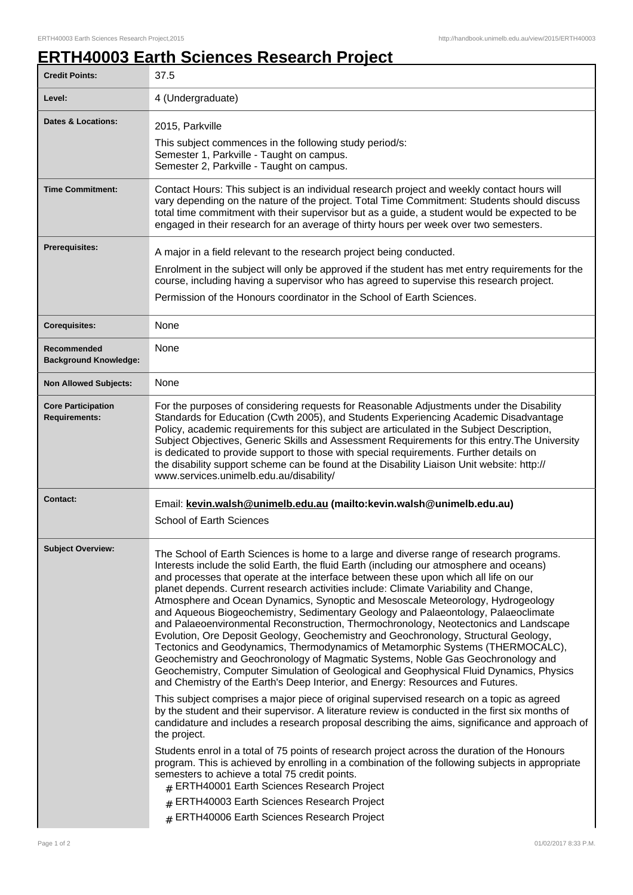# ERTH40003 Earth Sciences Research Project

| | |
|---|---|
| **Credit Points:** | 37.5 |
| **Level:** | 4 (Undergraduate) |
| **Dates & Locations:** | 2015, Parkville<br>This subject commences in the following study period/s:<br>Semester 1, Parkville - Taught on campus.<br>Semester 2, Parkville - Taught on campus. |
| **Time Commitment:** | Contact Hours: This subject is an individual research project and weekly contact hours will vary depending on the nature of the project. Total Time Commitment: Students should discuss total time commitment with their supervisor but as a guide, a student would be expected to be engaged in their research for an average of thirty hours per week over two semesters. |
| **Prerequisites:** | A major in a field relevant to the research project being conducted.<br>Enrolment in the subject will only be approved if the student has met entry requirements for the course, including having a supervisor who has agreed to supervise this research project.<br>Permission of the Honours coordinator in the School of Earth Sciences. |
| **Corequisites:** | None |
| **Recommended Background Knowledge:** | None |
| **Non Allowed Subjects:** | None |
| **Core Participation Requirements:** | For the purposes of considering requests for Reasonable Adjustments under the Disability Standards for Education (Cwth 2005), and Students Experiencing Academic Disadvantage Policy, academic requirements for this subject are articulated in the Subject Description, Subject Objectives, Generic Skills and Assessment Requirements for this entry.The University is dedicated to provide support to those with special requirements. Further details on the disability support scheme can be found at the Disability Liaison Unit website: http://www.services.unimelb.edu.au/disability/ |
| **Contact:** | Email: **kevin.walsh@unimelb.edu.au (mailto:kevin.walsh@unimelb.edu.au)**<br>School of Earth Sciences |
| **Subject Overview:** | The School of Earth Sciences is home to a large and diverse range of research programs. Interests include the solid Earth, the fluid Earth (including our atmosphere and oceans) and processes that operate at the interface between these upon which all life on our planet depends. Current research activities include: Climate Variability and Change, Atmosphere and Ocean Dynamics, Synoptic and Mesoscale Meteorology, Hydrogeology and Aqueous Biogeochemistry, Sedimentary Geology and Palaeontology, Palaeoclimate and Palaeoenvironmental Reconstruction, Thermochronology, Neotectonics and Landscape Evolution, Ore Deposit Geology, Geochemistry and Geochronology, Structural Geology, Tectonics and Geodynamics, Thermodynamics of Metamorphic Systems (THERMOCALC), Geochemistry and Geochronology of Magmatic Systems, Noble Gas Geochronology and Geochemistry, Computer Simulation of Geological and Geophysical Fluid Dynamics, Physics and Chemistry of the Earth's Deep Interior, and Energy: Resources and Futures.<br>This subject comprises a major piece of original supervised research on a topic as agreed by the student and their supervisor. A literature review is conducted in the first six months of candidature and includes a research proposal describing the aims, significance and approach of the project.<br>Students enrol in a total of 75 points of research project across the duration of the Honours program. This is achieved by enrolling in a combination of the following subjects in appropriate semesters to achieve a total 75 credit points.<br># ERTH40001 Earth Sciences Research Project<br># ERTH40003 Earth Sciences Research Project<br># ERTH40006 Earth Sciences Research Project |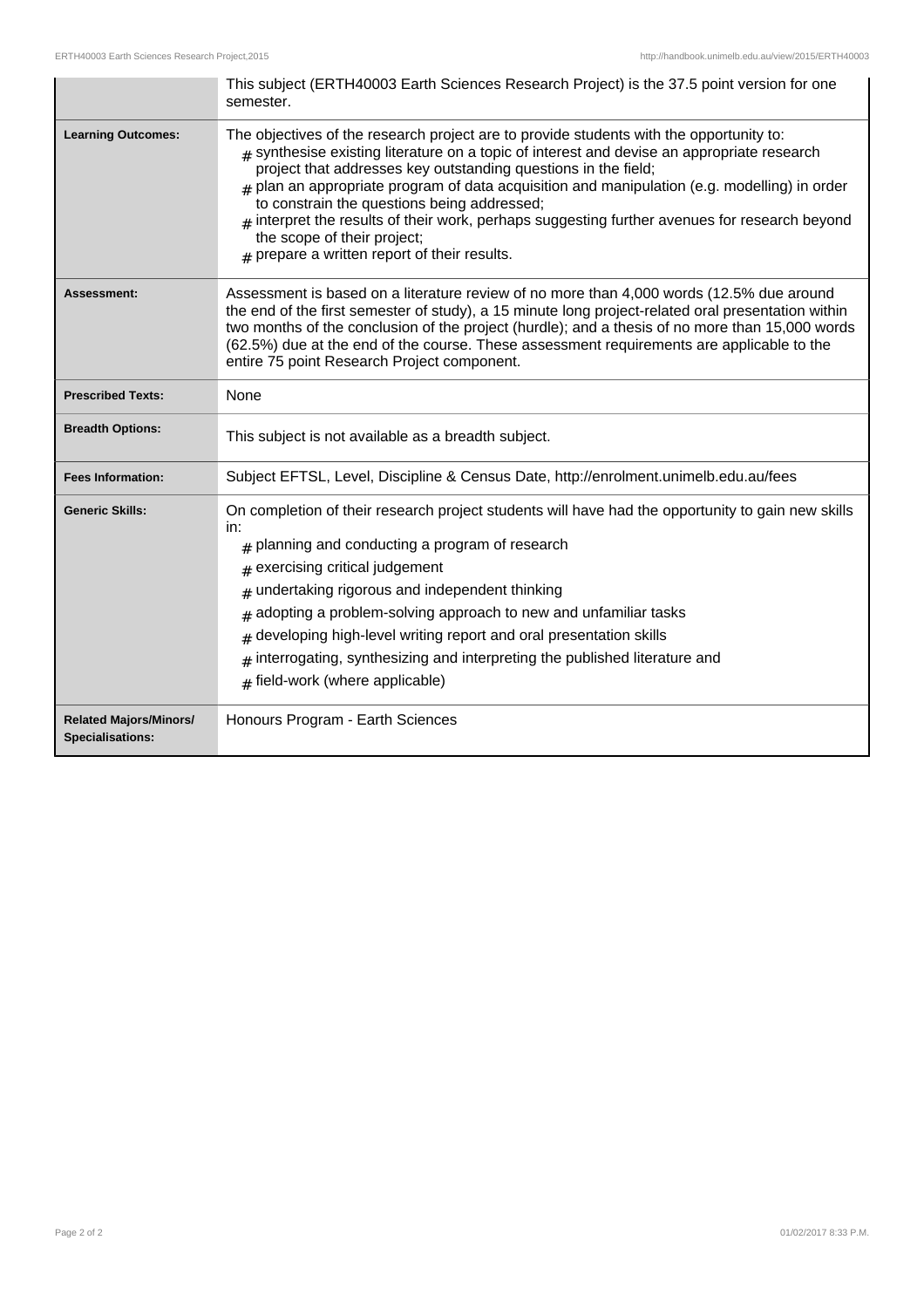| | |
|---|---|
| | This subject (ERTH40003 Earth Sciences Research Project) is the 37.5 point version for one semester. |
| **Learning Outcomes:** | The objectives of the research project are to provide students with the opportunity to: # synthesise existing literature on a topic of interest and devise an appropriate research project that addresses key outstanding questions in the field; # plan an appropriate program of data acquisition and manipulation (e.g. modelling) in order to constrain the questions being addressed; # interpret the results of their work, perhaps suggesting further avenues for research beyond the scope of their project; # prepare a written report of their results. |
| **Assessment:** | Assessment is based on a literature review of no more than 4,000 words (12.5% due around the end of the first semester of study), a 15 minute long project-related oral presentation within two months of the conclusion of the project (hurdle); and a thesis of no more than 15,000 words (62.5%) due at the end of the course. These assessment requirements are applicable to the entire 75 point Research Project component. |
| **Prescribed Texts:** | None |
| **Breadth Options:** | This subject is not available as a breadth subject. |
| **Fees Information:** | Subject EFTSL, Level, Discipline & Census Date, http://enrolment.unimelb.edu.au/fees |
| **Generic Skills:** | On completion of their research project students will have had the opportunity to gain new skills in: # planning and conducting a program of research # exercising critical judgement # undertaking rigorous and independent thinking # adopting a problem-solving approach to new and unfamiliar tasks # developing high-level writing report and oral presentation skills # interrogating, synthesizing and interpreting the published literature and # field-work (where applicable) |
| **Related Majors/Minors/ Specialisations:** | Honours Program - Earth Sciences |